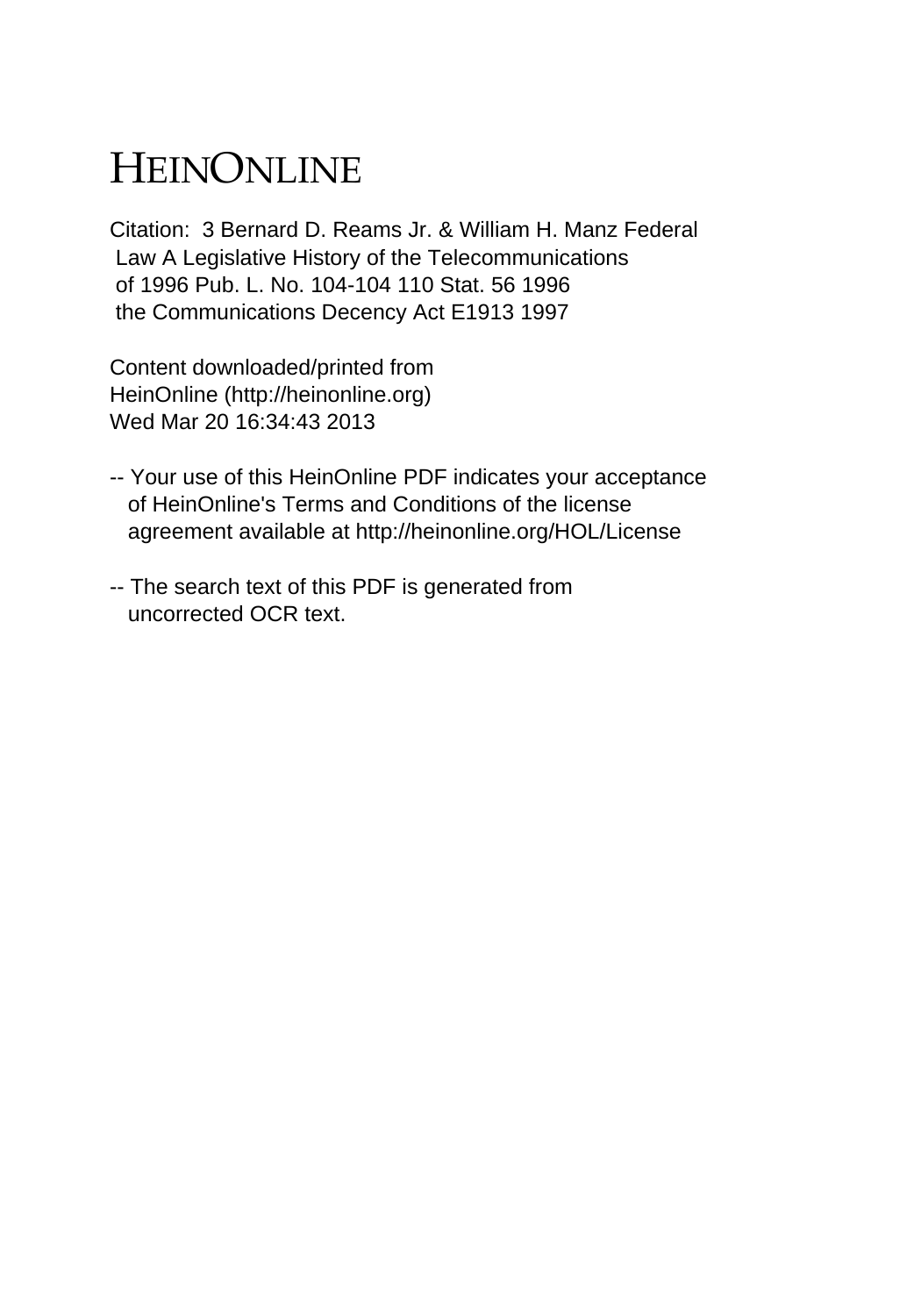# HEINONLINE

Citation: 3 Bernard D. Reams Jr. & William H. Manz Federal Law A Legislative History of the Telecommunications of 1996 Pub. L. No. 104-104 110 Stat. 56 1996 the Communications Decency Act E1913 1997

Content downloaded/printed from HeinOnline (http://heinonline.org) Wed Mar 20 16:34:43 2013

-- Your use of this HeinOnline PDF indicates your acceptance of HeinOnline's Terms and Conditions of the license agreement available at http://heinonline.org/HOL/License

-- The search text of this PDF is generated from uncorrected OCR text.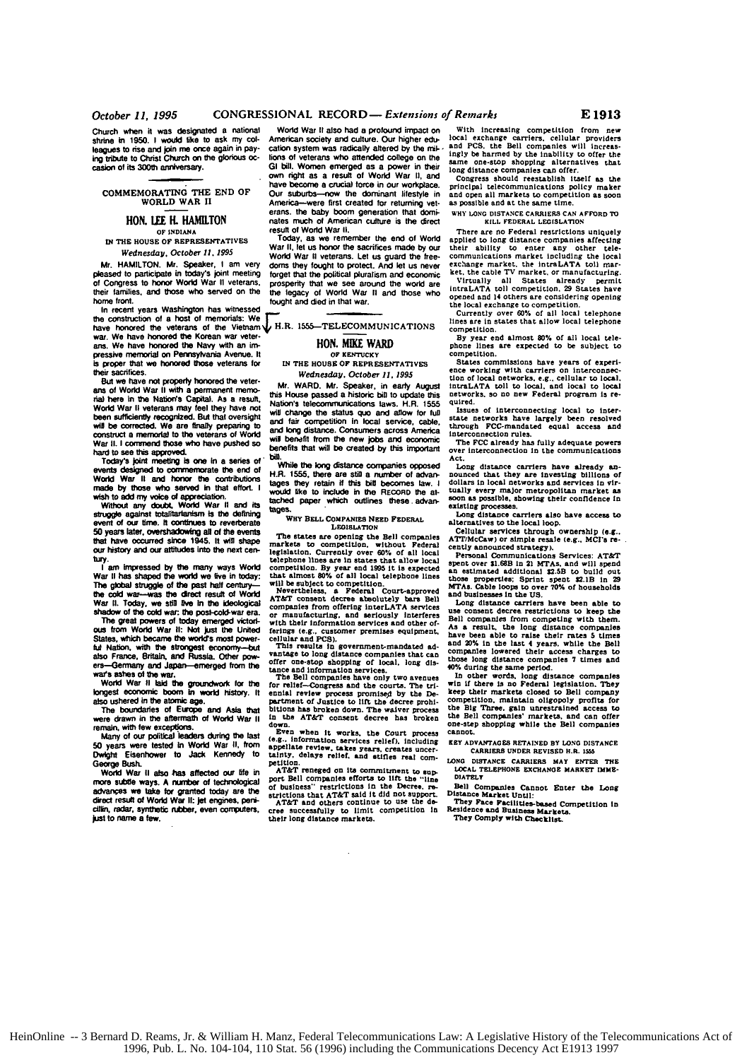Church when it was designated a national shrine in 1950. I would like to ask my colleagues to rise and join me once again in paying tribute to Christ Church on the glorious occasion of its 300th anniversary.

## COMMEMORATING THE END OF WORLD WAR II

### HON. LEE H. HAMILTON
OF INDIANA
IN THE HOUSE OF REPRESENTATIVES
*Wednesday, October 11, 1995*

Mr. HAMILTON. Mr. Speaker, I am very pleased to participate in today's joint meeting of Congress to honor World War II veterans, their families, and those who served on the home front.

In recent years Washington has witnessed the construction of a host of memorials: We have honored the veterans of the Vietnam war. We have honored the Korean war veterans. We have honored the Navy with an impressive memorial on Pennsylvania Avenue. It is proper that we honored those veterans for their sacrifices.

But we have not properly honored the veterans of World War II with a permanent memorial here in the Nation's Capital. As a result, World War II veterans may feel they have not been sufficiently recognized. But that oversight will be corrected. We are finally preparing to construct a memorial to the veterans of World War II. I commend those who have pushed so hard to see this approved.

Today's joint meeting is one in a series of events designed to commemorate the end of World War II and honor the contributions made by those who served in that effort. I wish to add my voice of appreciation.

Without any doubt, World War II and its struggle against totalitarianism is the defining event of our time. It continues to reverberate 50 years later, overshadowing all of the events that have occurred since 1945. It will shape our history and our attitudes into the next century.

I am impressed by the many ways World War II has shaped the world we live in today: The global struggle of the past half century—the cold war—was the direct result of World War II. Today, we still live in the ideological shadow of the cold war: the post-cold-war era.

The great powers of today emerged victorious from World War II: Not just the United States, which became the world's most powerful Nation, with the strongest economy—but also France, Britain, and Russia. Other powers—Germany and Japan—emerged from the war's ashes of the war.

World War II laid the groundwork for the longest economic boom in world history. It also ushered in the atomic age.

The boundaries of Europe and Asia that were drawn in the aftermath of World War II remain, with few exceptions.

Many of our political leaders during the last 50 years were tested in World War II, from Dwight Eisenhower to Jack Kennedy to George Bush.

World War II also has affected our life in more subtle ways. A number of technological advances we take for granted today are the direct result of World War II: jet engines, penicillin, radar, synthetic rubber, even computers, just to name a few.

World War II also had a profound impact on American society and culture. Our higher education system was radically altered by the millions of veterans who attended college on the GI bill. Women emerged as a power in their own right as a result of World War II, and have become a crucial force in our workplace. Our suburbs—now the dominant lifestyle in America—were first created for returning veterans. the baby boom generation that dominates much of American culture is the direct result of World War II.

Today, as we remember the end of World War II, let us honor the sacrifices made by our World War II veterans. Let us guard the freedoms they fought to protect. And let us never forget that the political pluralism and economic prosperity that we see around the world are the legacy of World War II and those who fought and died in that war.

## H.R. 1555—TELECOMMUNICATIONS

### HON. MIKE WARD
OF KENTUCKY
IN THE HOUSE OF REPRESENTATIVES
*Wednesday, October 11, 1995*

Mr. WARD. Mr. Speaker, in early August this House passed a historic bill to update this Nation's telecommunications laws. H.R. 1555 will change the status quo and allow for full and fair competition in local service, cable, and long distance. Consumers across America will benefit from the new jobs and economic benefits that will be created by this important bill.

While the long distance companies opposed H.R. 1555, there are still a number of advantages they retain if this bill becomes law. I would like to include in the RECORD the attached paper which outlines these advantages.

WHY BELL COMPANIES NEED FEDERAL LEGISLATION

The states are opening the Bell companies markets to competition, without Federal legislation. Currently over 60% of all local telephone lines are in states that allow local competition. By year end 1995 it is expected that almost 80% of all local telephone lines will be subject to competition.

Nevertheless, a Federal Court-approved AT&T consent decree absolutely bars Bell companies from offering interLATA services or manufacturing, and seriously interferes with their information services and other offerings (e.g., customer premises equipment, cellular and PCS).

This results in government-mandated advantage to long distance companies that can offer one-stop shopping of local, long distance and information services.

The Bell companies have only two avenues for relief—Congress and the courts. The triennial review process promised by the Department of Justice to lift the decree prohibitions has broken down. The waiver process in the AT&T consent decree has broken down.

Even when it works, the Court process (e.g., information services relief), including appellate review, takes years, creates uncertainty, delays relief, and stifles real competition.

AT&T reneged on its commitment to support Bell companies efforts to lift the "line of business" restrictions in the Decree, restrictions that AT&T said it did not support.

AT&T and others continue to use the decree successfully to limit competition in their long distance markets.

With increasing competition from new local exchange carriers, cellular providers and PCS, the Bell companies will increasingly be harmed by the inability to offer the same one-stop shopping alternatives that long distance companies can offer.

Congress should reestablish itself as the principal telecommunications policy maker and open all markets to competition as soon as possible and at the same time.

WHY LONG DISTANCE CARRIERS CAN AFFORD TO KILL FEDERAL LEGISLATION

There are no Federal restrictions uniquely applied to long distance companies affecting their ability to enter any other telecommunications market including the local exchange market, the intraLATA toll market, the cable TV market, or manufacturing.

Virtually all States already permit intraLATA toll competition. 29 States have opened and 14 others are considering opening the local exchange to competition.

Currently over 60% of all local telephone lines are in states that allow local telephone competition.

By year end almost 80% of all local telephone lines are expected to be subject to competition.

States commissions have years of experience working with carriers on interconnection of local networks, e.g., cellular to local, intraLATA toll to local, and local to local networks, so no new Federal program is required.

Issues of interconnecting local to interstate networks have largely been resolved through FCC-mandated equal access and interconnection rules.

The FCC already has fully adequate powers over interconnection in the communications Act.

Long distance carriers have already announced that they are investing billions of dollars in local networks and services in virtually every major metropolitan market as soon as possible, showing their confidence in existing processes.

Long distance carriers also have access to alternatives to the local loop.

Cellular services through ownership (e.g., ATT/McCaw) or simple resale (e.g., MCI's recently announced strategy).

Personal Communications Services: AT&T spent over $1.68B in 21 MTAs, and will spend an estimated additional $2.5B to build out those properties; Sprint spent $2.1B in 29 MTAs. Cable loops to over 70% of households and businesses in the US.

Long distance carriers have been able to use consent decree restrictions to keep the Bell companies from competing with them. As a result, the long distance companies have been able to raise their rates 5 times and 20% in the last 4 years, while the Bell companies lowered their access charges to those long distance companies 7 times and 40% during the same period.

In other words, long distance companies win if there is no Federal legislation. They keep their markets closed to Bell company competition, maintain oligopoly profits for the Big Three, gain unrestrained access to the Bell companies' markets, and can offer one-step shopping while the Bell companies cannot.

KEY ADVANTAGES RETAINED BY LONG DISTANCE CARRIERS UNDER REVISED H.R. 1555

LONG DISTANCE CARRIERS MAY ENTER THE LOCAL TELEPHONE EXCHANGE MARKET IMMEDIATELY

Bell Companies Cannot Enter the Long Distance Market Until:

They Face Facilities-based Competition in Residence and Business Markets.

They Comply with Checklist.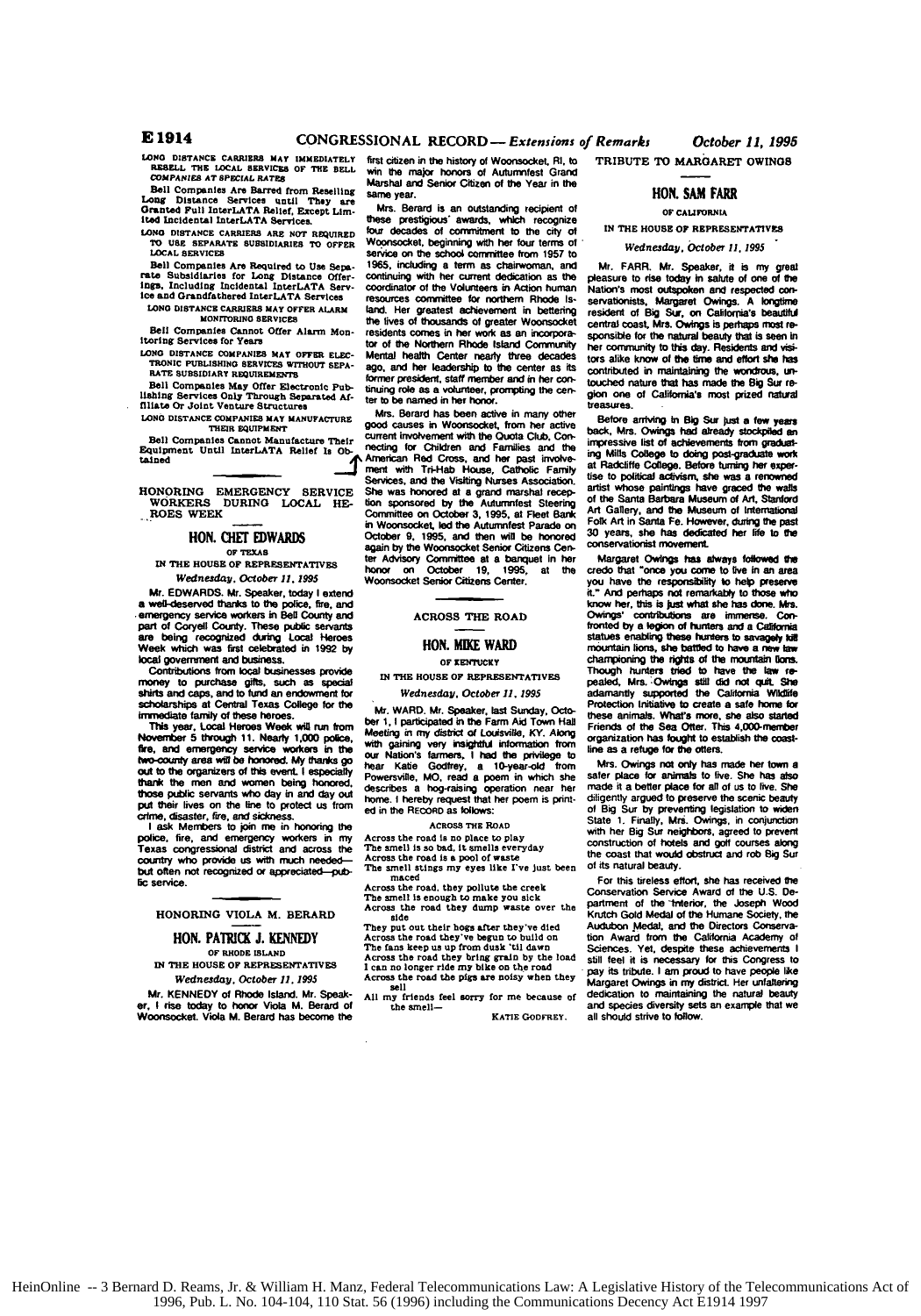LONG DISTANCE CARRIERS MAY IMMEDIATELY RESELL THE LOCAL SERVICES OF THE BELL COMPANIES AT SPECIAL RATES

Bell Companies Are Barred from Reselling Long Distance Services until They are Granted Full InterLATA Relief, Except Limited Incidental InterLATA Services.

LONG DISTANCE CARRIERS ARE NOT REQUIRED TO USE SEPARATE SUBSIDIARIES TO OFFER LOCAL SERVICES

Bell Companies Are Required to Use Separate Subsidiaries for Long Distance Offerings, Including Incidental InterLATA Service and Grandfathered InterLATA Services

LONG DISTANCE CARRIERS MAY OFFER ALARM MONITORING SERVICES

Bell Companies Cannot Offer Alarm Monitoring Services for Years

LONG DISTANCE COMPANIES MAY OFFER ELECTRONIC PUBLISHING SERVICES WITHOUT SEPARATE SUBSIDIARY REQUIREMENTS

Bell Companies May Offer Electronic Publishing Services Only Through Separated Affiliate Or Joint Venture Structures

LONG DISTANCE COMPANIES MAY MANUFACTURE THEIR EQUIPMENT

Bell Companies Cannot Manufacture Their Equipment Until InterLATA Relief Is Obtained

---

## HONORING EMERGENCY SERVICE WORKERS DURING LOCAL HEROES WEEK

### HON. CHET EDWARDS

OF TEXAS

IN THE HOUSE OF REPRESENTATIVES

*Wednesday, October 11, 1995*

Mr. EDWARDS. Mr. Speaker, today I extend a well-deserved thanks to the police, fire, and emergency service workers in Bell County and part of Coryell County. These public servants are being recognized during Local Heroes Week which was first celebrated in 1992 by local government and business.

Contributions from local businesses provide money to purchase gifts, such as special shirts and caps, and to fund an endowment for scholarships at Central Texas College for the immediate family of theses heroes.

This year, Local Heroes Week will run from November 5 through 11. Nearly 1,000 police, fire, and emergency service workers in the two-county area will be honored. My thanks go out to the organizers of this event. I especially thank the men and women being honored, those public servants who day in and day out put their lives on the line to protect us from crime, disaster, fire, and sickness.

I ask Members to join me in honoring the police, fire, and emergency workers in my Texas congressional district and across the country who provide us with much needed—but often not recognized or appreciated—public service.

---

## HONORING VIOLA M. BERARD

### HON. PATRICK J. KENNEDY

OF RHODE ISLAND

IN THE HOUSE OF REPRESENTATIVES

*Wednesday, October 11, 1995*

Mr. KENNEDY of Rhode Island. Mr. Speaker, I rise today to honor Viola M. Berard of Woonsocket. Viola M. Berard has become the first citizen in the history of Woonsocket, RI, to win the major honors of Autumnfest Grand Marshal and Senior Citizen of the Year in the same year.

Mrs. Berard is an outstanding recipient of these prestigious awards, which recognize four decades of commitment to the city of Woonsocket, beginning with her four terms of service on the school committee from 1957 to 1965, including a term as chairwoman, and continuing with her current dedication as the coordinator of the Volunteers in Action human resources committee for northern Rhode Island. Her greatest achievement in bettering the lives of thousands of greater Woonsocket residents comes in her work as an incorporator of the Northern Rhode Island Community Mental health Center nearly three decades ago, and her leadership to the center as its former president, staff member and in her continuing role as a volunteer, prompting the center to be named in her honor.

Mrs. Berard has been active in many other good causes in Woonsocket, from her active current involvement with the Quota Club, Connecting for Children and Families and the American Red Cross, and her past involvement with Tri-Hab House, Catholic Family Services, and the Visiting Nurses Association. She was honored at a grand marshal reception sponsored by the Autumnfest Steering Committee on October 3, 1995, at Fleet Bank in Woonsocket, led the Autumnfest Parade on October 9, 1995, and then will be honored again by the Woonsocket Senior Citizens Center Advisory Committee at a banquet in her honor on October 19, 1995, at the Woonsocket Senior Citizens Center.

---

## ACROSS THE ROAD

### HON. MIKE WARD

OF KENTUCKY

IN THE HOUSE OF REPRESENTATIVES

*Wednesday, October 11, 1995*

Mr. WARD. Mr. Speaker, last Sunday, October 1, I participated in the Farm Aid Town Hall Meeting in my district of Louisville, KY. Along with gaining very insightful information from our Nation's farmers, I had the privilege to hear Katie Godfrey, a 10-year-old from Powersville, MO, read a poem in which she describes a hog-raising operation near her home. I hereby request that her poem is printed in the RECORD as follows:

ACROSS THE ROAD

Across the road is no place to play
The smell is so bad, it smells everyday
Across the road is a pool of waste
The smell stings my eyes like I've just been maced
Across the road, they pollute the creek
The smell is enough to make you sick
Across the road they dump waste over the side
They put out their hogs after they've died
Across the road they've begun to build on
The fans keep us up from dusk 'til dawn
Across the road they bring grain by the load
I can no longer ride my bike on the road
Across the road the pigs are noisy when they sell
All my friends feel sorry for me because of the smell—

KATIE GODFREY.

---

## TRIBUTE TO MARGARET OWINGS

### HON. SAM FARR

OF CALIFORNIA

IN THE HOUSE OF REPRESENTATIVES

*Wednesday, October 11, 1995*

Mr. FARR. Mr. Speaker, it is my great pleasure to rise today in salute of one of the Nation's most outspoken and respected conservationists, Margaret Owings. A longtime resident of Big Sur, on California's beautiful central coast, Mrs. Owings is perhaps most responsible for the natural beauty that is seen in her community to this day. Residents and visitors alike know of the time and effort she has contributed in maintaining the wondrous, untouched nature that has made the Big Sur region one of California's most prized natural treasures.

Before arriving in Big Sur just a few years back, Mrs. Owings had already stockpiled an impressive list of achievements from graduating Mills College to doing post-graduate work at Radcliffe College. Before turning her expertise to political activism, she was a renowned artist whose paintings have graced the walls of the Santa Barbara Museum of Art, Stanford Art Gallery, and the Museum of International Folk Art in Santa Fe. However, during the past 30 years, she has dedicated her life to the conservationist movement.

Margaret Owings has always followed the credo that "once you come to live in an area you have the responsibility to help preserve it." And perhaps not remarkably to those who know her, this is just what she has done. Mrs. Owings' contributions are immense. Confronted by a legion of hunters and a California statues enabling these hunters to savagely kill mountain lions, she battled to have a new law championing the rights of the mountain lions. Though hunters tried to have the law repealed, Mrs. Owings still did not quit. She adamantly supported the California Wildlife Protection Initiative to create a safe home for these animals. What's more, she also started Friends of the Sea Otter. This 4,000-member organization has fought to establish the coastline as a refuge for the otters.

Mrs. Owings not only has made her town a safer place for animals to live. She has also made it a better place for all of us to live. She diligently argued to preserve the scenic beauty of Big Sur by preventing legislation to widen State 1. Finally, Mrs. Owings, in conjunction with her Big Sur neighbors, agreed to prevent construction of hotels and golf courses along the coast that would obstruct and rob Big Sur of its natural beauty.

For this tireless effort, she has received the Conservation Service Award of the U.S. Department of the Interior, the Joseph Wood Krutch Gold Medal of the Humane Society, the Audubon Medal, and the Directors Conservation Award from the California Academy of Sciences. Yet, despite these achievements I still feel it is necessary for this Congress to pay its tribute. I am proud to have people like Margaret Owings in my district. Her unfaltering dedication to maintaining the natural beauty and species diversity sets an example that we all should strive to follow.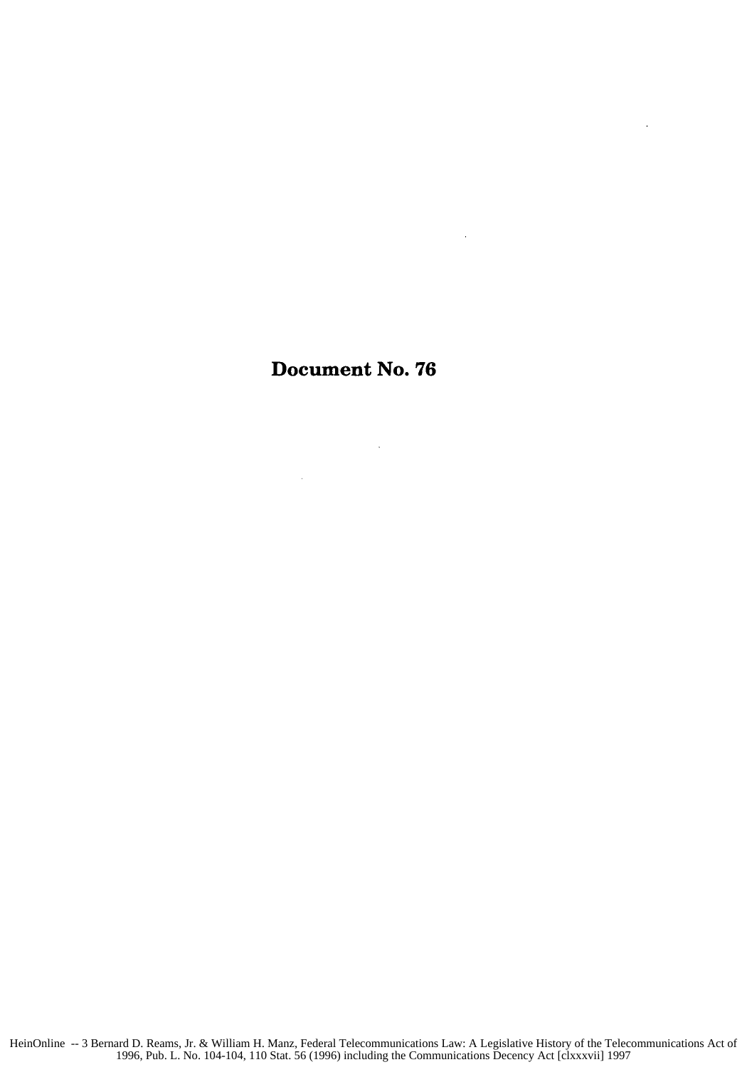# Document No. 76